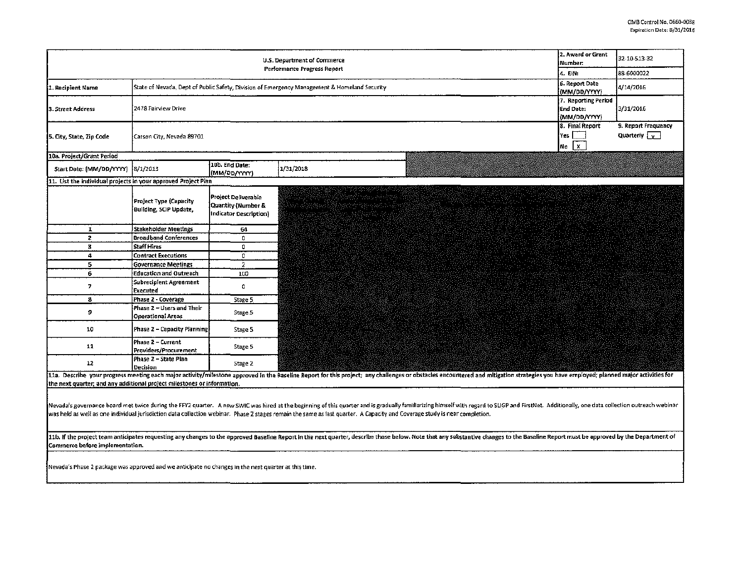OMB Control No. 0660-0038
Expiration Date: 8/31/2016

| U.S. Department of Commerce<br>Performance Progress Report | | 2. Award or Grant Number: | 32-10-S13-32 |
|---|---|---|---|
| | | 4. EIN: | 88-6000022 |
| 1. Recipient Name | State of Nevada, Dept of Public Safety, Division of Emergency Management & Homeland Security | 6. Report Date (MM/DD/YYYY) | 4/14/2016 |
| 3. Street Address | 2478 Fairview Drive | 7. Reporting Period End Date: (MM/DD/YYYY) | 3/31/2016 |
| 5. City, State, Zip Code | Carson City, Nevada 89701 | 8. Final Report<br>Yes [ ]<br>No [x] | 9. Report Frequency<br>Quarterly [x] |

**10a. Project/Grant Period**

| Start Date: (MM/DD/YYYY) | 8/1/2013 | 10b. End Date: (MM/DD/YYYY) | 1/31/2018 |
|---|---|---|---|

**11. List the individual projects in your approved Project Plan**

| | Project Type (Capacity Building, SCIP Update, | Project Deliverable Quantity (Number & Indicator Description) |
|---|---|---|
| 1 | Stakeholder Meetings | 64 |
| 2 | Broadband Conferences | 0 |
| 3 | Staff Hires | 0 |
| 4 | Contract Executions | 0 |
| 5 | Governance Meetings | 2 |
| 6 | Education and Outreach | 100 |
| 7 | Subrecipient Agreement Executed | 0 |
| 8 | Phase 2 - Coverage | Stage 5 |
| 9 | Phase 2 – Users and Their Operational Areas | Stage 5 |
| 10 | Phase 2 – Capacity Planning | Stage 5 |
| 11 | Phase 2 – Current Providers/Procurement | Stage 5 |
| 12 | Phase 2 – State Plan Decision | Stage 2 |

**11a. Describe your progress meeting each major activity/milestone approved in the Baseline Report for this project; any challenges or obstacles encountered and mitigation strategies you have employed; planned major activities for the next quarter; and any additional project milestones or information.**

Nevada's governance board met twice during the FFY2 quarter. A new SWIC was hired at the beginning of this quarter and is gradually familiarizing himself with regard to SLIGP and FirstNet. Additionally, one data collection outreach webinar was held as well as one individual jurisdiction data collection webinar. Phase 2 stages remain the same as last quarter. A Capacity and Coverage study is near completion.

**11b. If the project team anticipates requesting any changes to the approved Baseline Report in the next quarter, describe those below. Note that any substantive changes to the Baseline Report must be approved by the Department of Commerce before implementation.**

Nevada's Phase 2 package was approved and we anticipate no changes in the next quarter at this time.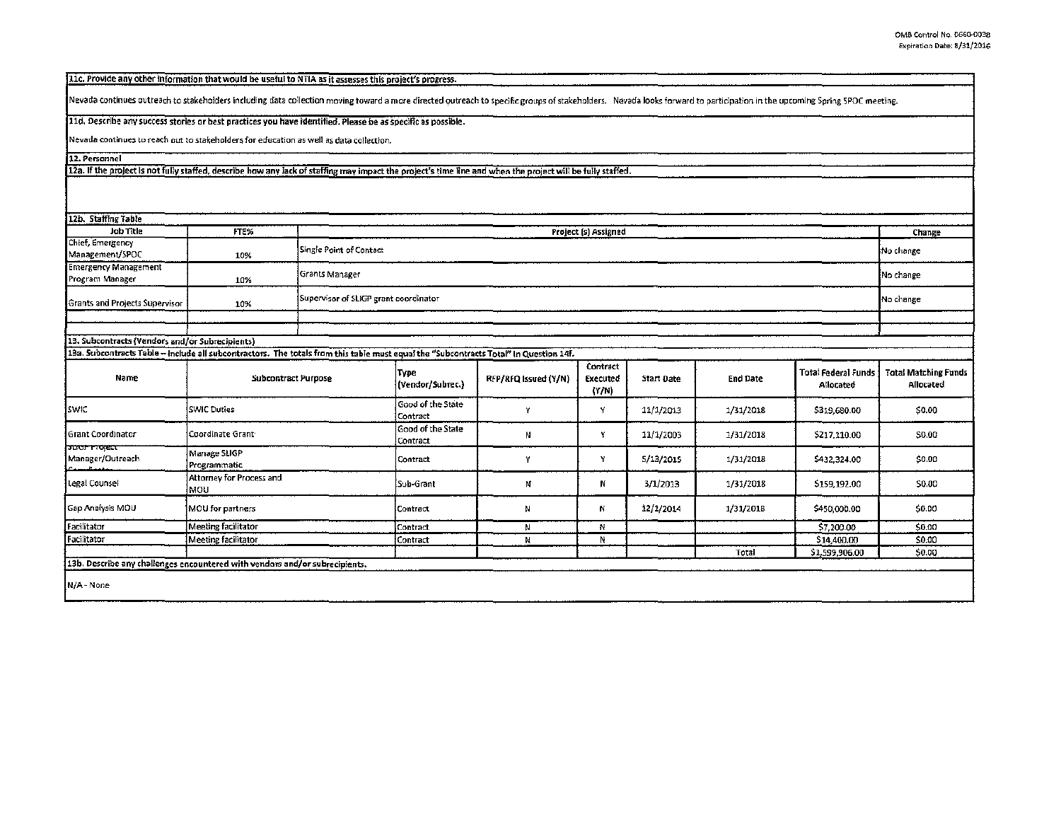**11c. Provide any other information that would be useful to NTIA as it assesses this project's progress.**

Nevada continues outreach to stakeholders including data collection moving toward a more directed outreach to specific groups of stakeholders. Nevada looks forward to participation in the upcoming Spring SPOC meeting.

**11d. Describe any success stories or best practices you have identified. Please be as specific as possible.**

Nevada continues to reach out to stakeholders for education as well as data collection.

**12. Personnel**

**12a. If the project is not fully staffed, describe how any lack of staffing may impact the project's time line and when the project will be fully staffed.**

**12b. Staffing Table**

| Job Title | FTE% | Project (s) Assigned | Change |
|---|---|---|---|
| Chief, Emergency Management/SPOC | 10% | Single Point of Contact | No change |
| Emergency Management Program Manager | 10% | Grants Manager | No change |
| Grants and Projects Supervisor | 10% | Supervisor of SLIGP grant coordinator | No change |
| | | | |

**13. Subcontracts (Vendors and/or Subrecipients)**

**13a. Subcontracts Table – Include all subcontractors. The totals from this table must equal the "Subcontracts Total" in Question 14f.**

| Name | Subcontract Purpose | Type (Vendor/Subrec.) | RFP/RFQ Issued (Y/N) | Contract Executed (Y/N) | Start Date | End Date | Total Federal Funds Allocated | Total Matching Funds Allocated |
|---|---|---|---|---|---|---|---|---|
| SWIC | SWIC Duties | Good of the State Contract | Y | Y | 11/1/2013 | 1/31/2018 | $319,680.00 | $0.00 |
| Grant Coordinator | Coordinate Grant | Good of the State Contract | N | Y | 11/1/2003 | 1/31/2018 | $217,110.00 | $0.00 |
| SLIGP Project Manager/Outreach Coordinator | Manage SLIGP Programmatic | Contract | Y | Y | 5/13/2015 | 1/31/2018 | $432,324.00 | $0.00 |
| Legal Counsel | Attorney for Process and MOU | Sub-Grant | N | N | 3/1/2013 | 1/31/2018 | $159,192.00 | $0.00 |
| Gap Analysis MOU | MOU for partners | Contract | N | N | 12/1/2014 | 1/31/2018 | $450,000.00 | $0.00 |
| Facilitator | Meeting facilitator | Contract | N | N | | | $7,200.00 | $0.00 |
| Facilitator | Meeting facilitator | Contract | N | N | | | $14,400.00 | $0.00 |
| | | | | | | Total | $1,599,906.00 | $0.00 |

**13b. Describe any challenges encountered with vendors and/or subrecipients.**

N/A - None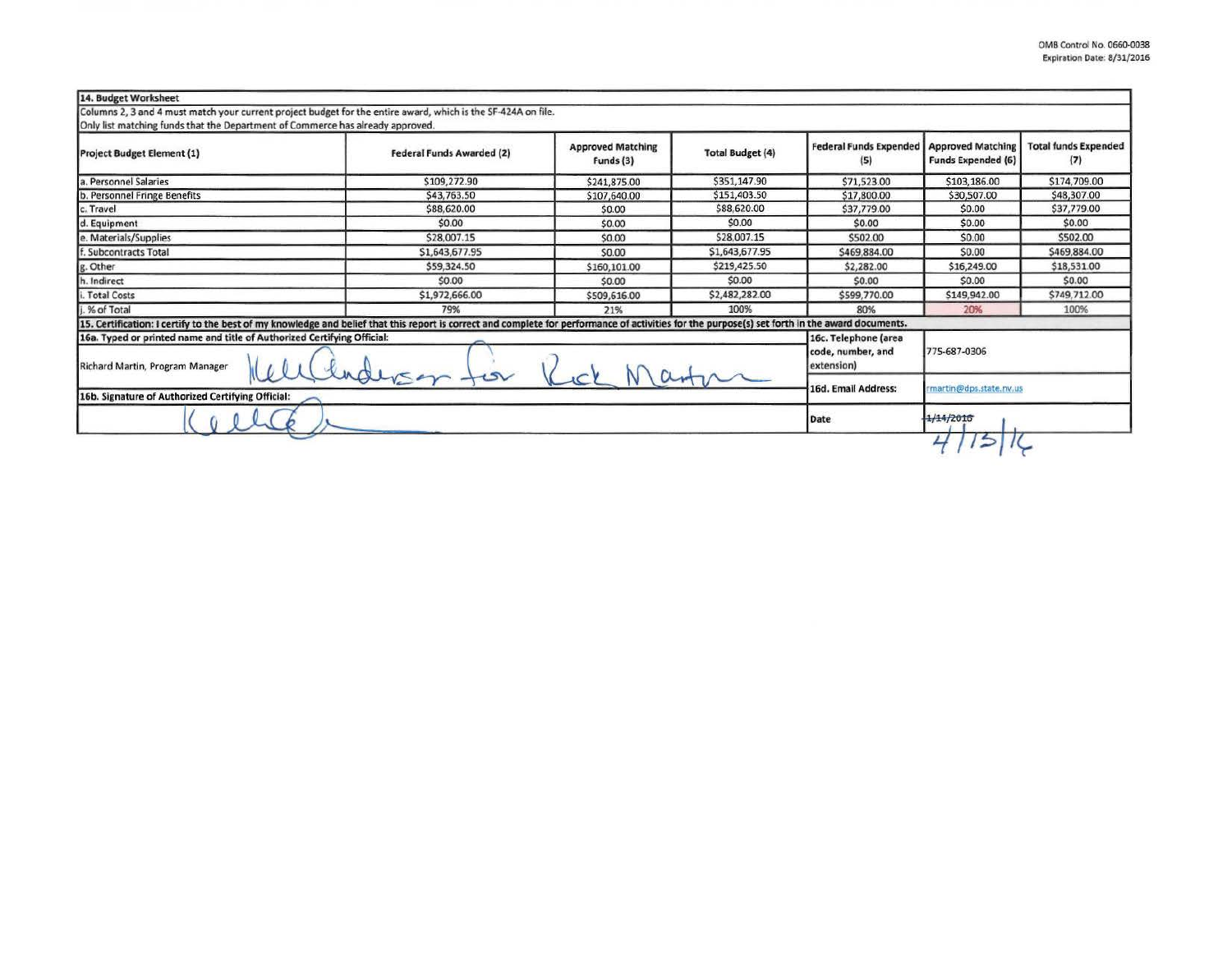OMB Control No. 0660-0038
Expiration Date: 8/31/2016

## 14. Budget Worksheet

Columns 2, 3 and 4 must match your current project budget for the entire award, which is the SF-424A on file.
Only list matching funds that the Department of Commerce has already approved.

| Project Budget Element (1) | Federal Funds Awarded (2) | Approved Matching Funds (3) | Total Budget (4) | Federal Funds Expended (5) | Approved Matching Funds Expended (6) | Total funds Expended (7) |
|---|---|---|---|---|---|---|
| a. Personnel Salaries | $109,272.90 | $241,875.00 | $351,147.90 | $71,523.00 | $103,186.00 | $174,709.00 |
| b. Personnel Fringe Benefits | $43,763.50 | $107,640.00 | $151,403.50 | $17,800.00 | $30,507.00 | $48,307.00 |
| c. Travel | $88,620.00 | $0.00 | $88,620.00 | $37,779.00 | $0.00 | $37,779.00 |
| d. Equipment | $0.00 | $0.00 | $0.00 | $0.00 | $0.00 | $0.00 |
| e. Materials/Supplies | $28,007.15 | $0.00 | $28,007.15 | $502.00 | $0.00 | $502.00 |
| f. Subcontracts Total | $1,643,677.95 | $0.00 | $1,643,677.95 | $469,884.00 | $0.00 | $469,884.00 |
| g. Other | $59,324.50 | $160,101.00 | $219,425.50 | $2,282.00 | $16,249.00 | $18,531.00 |
| h. Indirect | $0.00 | $0.00 | $0.00 | $0.00 | $0.00 | $0.00 |
| i. Total Costs | $1,972,666.00 | $509,616.00 | $2,482,282.00 | $599,770.00 | $149,942.00 | $749,712.00 |
| j. % of Total | 79% | 21% | 100% | 80% | 20% | 100% |

**15. Certification: I certify to the best of my knowledge and belief that this report is correct and complete for performance of activities for the purpose(s) set forth in the award documents.**

| | | | |
|---|---|---|---|
| **16a. Typed or printed name and title of Authorized Certifying Official:** Richard Martin, Program Manager — Kelli Anderson for Rick Martin | | **16c. Telephone (area code, number, and extension)** | 775-687-0306 |
| | | **16d. Email Address:** | rmartin@dps.state.nv.us |
| **16b. Signature of Authorized Certifying Official:** Kelli | | **Date** | ~~1/14/2016~~ 4/13/16 |